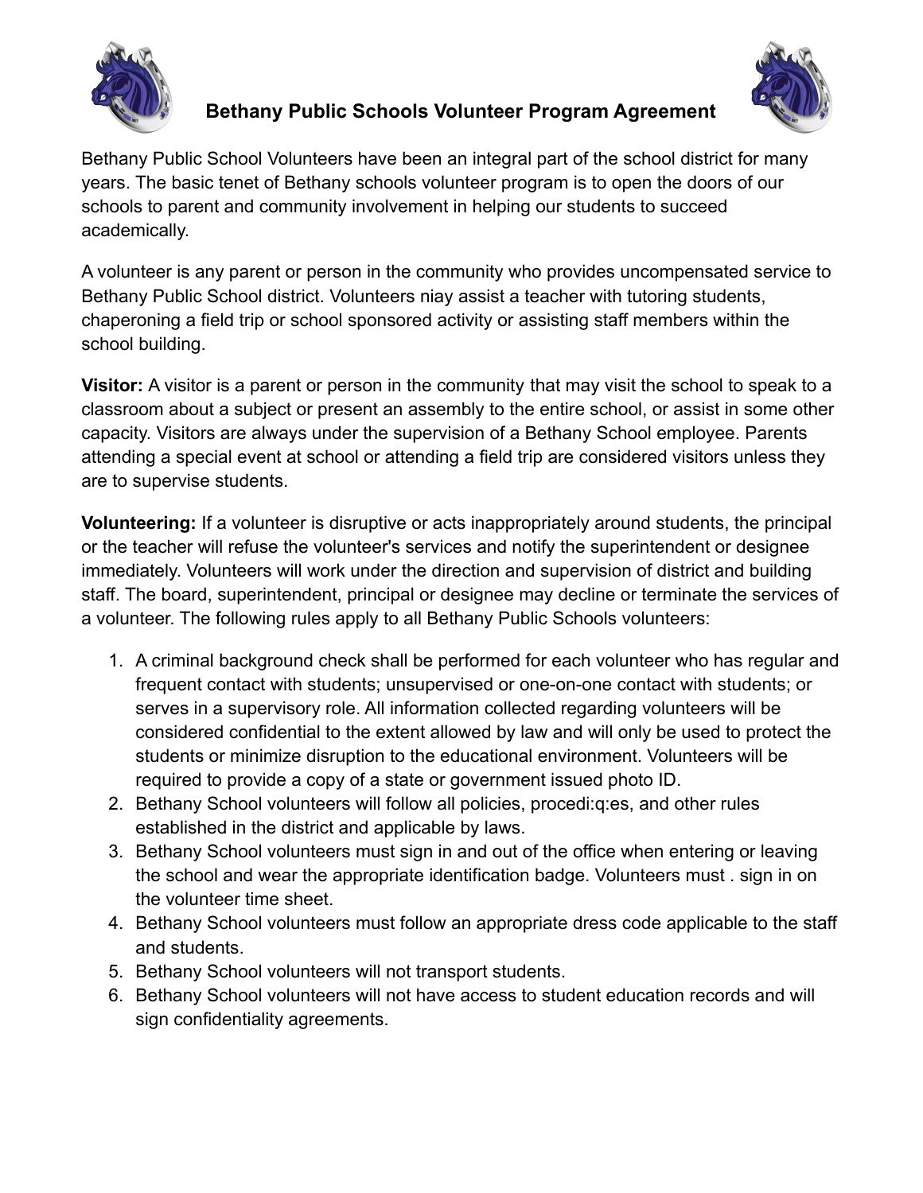# Bethany Public Schools Volunteer Program Agreement

Bethany Public School Volunteers have been an integral part of the school district for many years. The basic tenet of Bethany schools volunteer program is to open the doors of our schools to parent and community involvement in helping our students to succeed academically.

A volunteer is any parent or person in the community who provides uncompensated service to Bethany Public School district. Volunteers niay assist a teacher with tutoring students, chaperoning a field trip or school sponsored activity or assisting staff members within the school building.

**Visitor:** A visitor is a parent or person in the community that may visit the school to speak to a classroom about a subject or present an assembly to the entire school, or assist in some other capacity. Visitors are always under the supervision of a Bethany School employee. Parents attending a special event at school or attending a field trip are considered visitors unless they are to supervise students.

**Volunteering:** If a volunteer is disruptive or acts inappropriately around students, the principal or the teacher will refuse the volunteer's services and notify the superintendent or designee immediately. Volunteers will work under the direction and supervision of district and building staff. The board, superintendent, principal or designee may decline or terminate the services of a volunteer. The following rules apply to all Bethany Public Schools volunteers:

1. A criminal background check shall be performed for each volunteer who has regular and frequent contact with students; unsupervised or one-on-one contact with students; or serves in a supervisory role. All information collected regarding volunteers will be considered confidential to the extent allowed by law and will only be used to protect the students or minimize disruption to the educational environment. Volunteers will be required to provide a copy of a state or government issued photo ID.
2. Bethany School volunteers will follow all policies, procedi:q:es, and other rules established in the district and applicable by laws.
3. Bethany School volunteers must sign in and out of the office when entering or leaving the school and wear the appropriate identification badge. Volunteers must . sign in on the volunteer time sheet.
4. Bethany School volunteers must follow an appropriate dress code applicable to the staff and students.
5. Bethany School volunteers will not transport students.
6. Bethany School volunteers will not have access to student education records and will sign confidentiality agreements.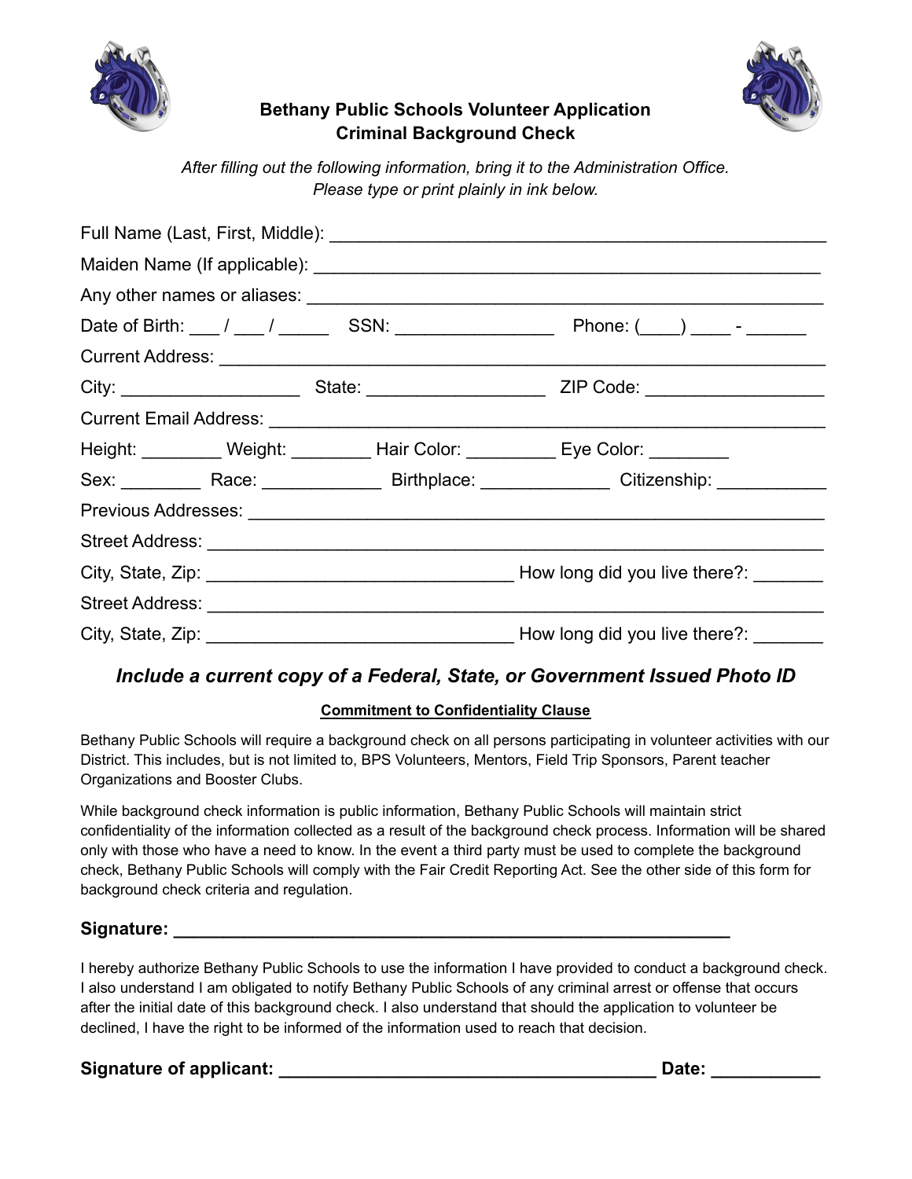**Bethany Public Schools Volunteer Application**
**Criminal Background Check**

*After filling out the following information, bring it to the Administration Office.*
*Please type or print plainly in ink below.*

Full Name (Last, First, Middle): ___________________________________________________

Maiden Name (If applicable): ______________________________________________________

Any other names or aliases: _______________________________________________________

Date of Birth: ___ / ___ / _____ SSN: ________________ Phone: (____) ____ - ______

Current Address: _________________________________________________________________

City: __________________ State: __________________ ZIP Code: __________________

Current Email Address: ____________________________________________________________

Height: ________ Weight: ________ Hair Color: _________ Eye Color: ________

Sex: ________ Race: ____________ Birthplace: _____________ Citizenship: ___________

Previous Addresses: _______________________________________________________________

Street Address: ___________________________________________________________________

City, State, Zip: _______________________________ How long did you live there?: _______

Street Address: ___________________________________________________________________

City, State, Zip: _______________________________ How long did you live there?: _______

***Include a current copy of a Federal, State, or Government Issued Photo ID***

**Commitment to Confidentiality Clause**

Bethany Public Schools will require a background check on all persons participating in volunteer activities with our District. This includes, but is not limited to, BPS Volunteers, Mentors, Field Trip Sponsors, Parent teacher Organizations and Booster Clubs.

While background check information is public information, Bethany Public Schools will maintain strict confidentiality of the information collected as a result of the background check process. Information will be shared only with those who have a need to know. In the event a third party must be used to complete the background check, Bethany Public Schools will comply with the Fair Credit Reporting Act. See the other side of this form for background check criteria and regulation.

**Signature: _______________________________________________________**

I hereby authorize Bethany Public Schools to use the information I have provided to conduct a background check. I also understand I am obligated to notify Bethany Public Schools of any criminal arrest or offense that occurs after the initial date of this background check. I also understand that should the application to volunteer be declined, I have the right to be informed of the information used to reach that decision.

**Signature of applicant: ____________________________________ Date: ___________**